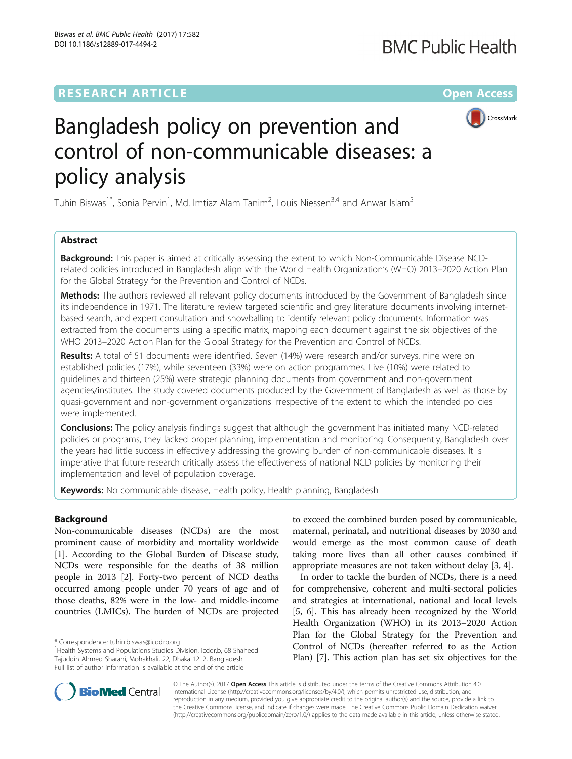RESEARCH ARTICLE

Open Access

# Bangladesh policy on prevention and control of non-communicable diseases: a policy analysis

Tuhin Biswas[1*], Sonia Pervin[1], Md. Imtiaz Alam Tanim[2], Louis Niessen[3,4] and Anwar Islam[5]

## Abstract

**Background:** This paper is aimed at critically assessing the extent to which Non-Communicable Disease NCD-related policies introduced in Bangladesh align with the World Health Organization's (WHO) 2013–2020 Action Plan for the Global Strategy for the Prevention and Control of NCDs.

**Methods:** The authors reviewed all relevant policy documents introduced by the Government of Bangladesh since its independence in 1971. The literature review targeted scientific and grey literature documents involving internet-based search, and expert consultation and snowballing to identify relevant policy documents. Information was extracted from the documents using a specific matrix, mapping each document against the six objectives of the WHO 2013–2020 Action Plan for the Global Strategy for the Prevention and Control of NCDs.

**Results:** A total of 51 documents were identified. Seven (14%) were research and/or surveys, nine were on established policies (17%), while seventeen (33%) were on action programmes. Five (10%) were related to guidelines and thirteen (25%) were strategic planning documents from government and non-government agencies/institutes. The study covered documents produced by the Government of Bangladesh as well as those by quasi-government and non-government organizations irrespective of the extent to which the intended policies were implemented.

**Conclusions:** The policy analysis findings suggest that although the government has initiated many NCD-related policies or programs, they lacked proper planning, implementation and monitoring. Consequently, Bangladesh over the years had little success in effectively addressing the growing burden of non-communicable diseases. It is imperative that future research critically assess the effectiveness of national NCD policies by monitoring their implementation and level of population coverage.

**Keywords:** No communicable disease, Health policy, Health planning, Bangladesh

## Background

Non-communicable diseases (NCDs) are the most prominent cause of morbidity and mortality worldwide [1]. According to the Global Burden of Disease study, NCDs were responsible for the deaths of 38 million people in 2013 [2]. Forty-two percent of NCD deaths occurred among people under 70 years of age and of those deaths, 82% were in the low- and middle-income countries (LMICs). The burden of NCDs are projected to exceed the combined burden posed by communicable, maternal, perinatal, and nutritional diseases by 2030 and would emerge as the most common cause of death taking more lives than all other causes combined if appropriate measures are not taken without delay [3, 4].

In order to tackle the burden of NCDs, there is a need for comprehensive, coherent and multi-sectoral policies and strategies at international, national and local levels [5, 6]. This has already been recognized by the World Health Organization (WHO) in its 2013–2020 Action Plan for the Global Strategy for the Prevention and Control of NCDs (hereafter referred to as the Action Plan) [7]. This action plan has set six objectives for the

\* Correspondence: tuhin.biswas@icddrb.org
[1]Health Systems and Populations Studies Division, icddr,b, 68 Shaheed Tajuddin Ahmed Sharani, Mohakhali, 22, Dhaka 1212, Bangladesh
Full list of author information is available at the end of the article

© The Author(s). 2017 **Open Access** This article is distributed under the terms of the Creative Commons Attribution 4.0 International License (http://creativecommons.org/licenses/by/4.0/), which permits unrestricted use, distribution, and reproduction in any medium, provided you give appropriate credit to the original author(s) and the source, provide a link to the Creative Commons license, and indicate if changes were made. The Creative Commons Public Domain Dedication waiver (http://creativecommons.org/publicdomain/zero/1.0/) applies to the data made available in this article, unless otherwise stated.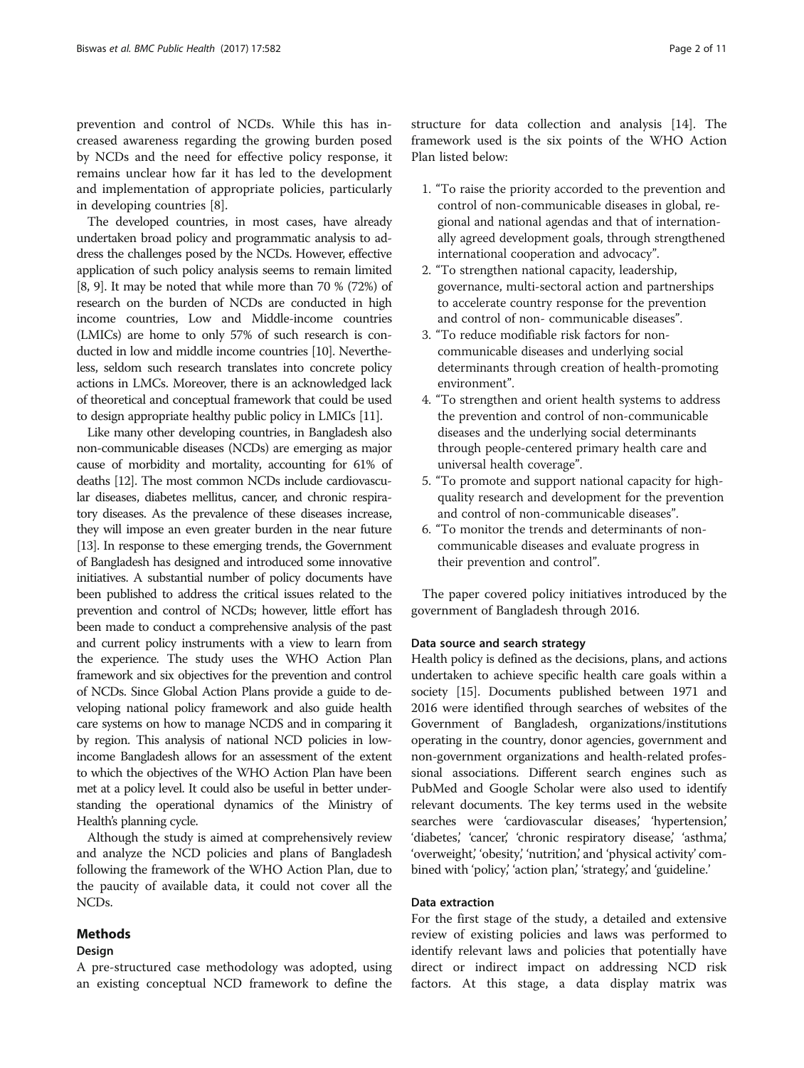prevention and control of NCDs. While this has increased awareness regarding the growing burden posed by NCDs and the need for effective policy response, it remains unclear how far it has led to the development and implementation of appropriate policies, particularly in developing countries [8].

The developed countries, in most cases, have already undertaken broad policy and programmatic analysis to address the challenges posed by the NCDs. However, effective application of such policy analysis seems to remain limited [8, 9]. It may be noted that while more than 70 % (72%) of research on the burden of NCDs are conducted in high income countries, Low and Middle-income countries (LMICs) are home to only 57% of such research is conducted in low and middle income countries [10]. Nevertheless, seldom such research translates into concrete policy actions in LMCs. Moreover, there is an acknowledged lack of theoretical and conceptual framework that could be used to design appropriate healthy public policy in LMICs [11].

Like many other developing countries, in Bangladesh also non-communicable diseases (NCDs) are emerging as major cause of morbidity and mortality, accounting for 61% of deaths [12]. The most common NCDs include cardiovascular diseases, diabetes mellitus, cancer, and chronic respiratory diseases. As the prevalence of these diseases increase, they will impose an even greater burden in the near future [13]. In response to these emerging trends, the Government of Bangladesh has designed and introduced some innovative initiatives. A substantial number of policy documents have been published to address the critical issues related to the prevention and control of NCDs; however, little effort has been made to conduct a comprehensive analysis of the past and current policy instruments with a view to learn from the experience. The study uses the WHO Action Plan framework and six objectives for the prevention and control of NCDs. Since Global Action Plans provide a guide to developing national policy framework and also guide health care systems on how to manage NCDS and in comparing it by region. This analysis of national NCD policies in low-income Bangladesh allows for an assessment of the extent to which the objectives of the WHO Action Plan have been met at a policy level. It could also be useful in better understanding the operational dynamics of the Ministry of Health's planning cycle.

Although the study is aimed at comprehensively review and analyze the NCD policies and plans of Bangladesh following the framework of the WHO Action Plan, due to the paucity of available data, it could not cover all the NCDs.

## Methods

### Design

A pre-structured case methodology was adopted, using an existing conceptual NCD framework to define the structure for data collection and analysis [14]. The framework used is the six points of the WHO Action Plan listed below:

1. "To raise the priority accorded to the prevention and control of non-communicable diseases in global, regional and national agendas and that of internationally agreed development goals, through strengthened international cooperation and advocacy".
2. "To strengthen national capacity, leadership, governance, multi-sectoral action and partnerships to accelerate country response for the prevention and control of non- communicable diseases".
3. "To reduce modifiable risk factors for non-communicable diseases and underlying social determinants through creation of health-promoting environment".
4. "To strengthen and orient health systems to address the prevention and control of non-communicable diseases and the underlying social determinants through people-centered primary health care and universal health coverage".
5. "To promote and support national capacity for high-quality research and development for the prevention and control of non-communicable diseases".
6. "To monitor the trends and determinants of non-communicable diseases and evaluate progress in their prevention and control".

The paper covered policy initiatives introduced by the government of Bangladesh through 2016.

### Data source and search strategy

Health policy is defined as the decisions, plans, and actions undertaken to achieve specific health care goals within a society [15]. Documents published between 1971 and 2016 were identified through searches of websites of the Government of Bangladesh, organizations/institutions operating in the country, donor agencies, government and non-government organizations and health-related professional associations. Different search engines such as PubMed and Google Scholar were also used to identify relevant documents. The key terms used in the website searches were 'cardiovascular diseases,' 'hypertension,' 'diabetes,' 'cancer,' 'chronic respiratory disease,' 'asthma,' 'overweight,' 'obesity,' 'nutrition,' and 'physical activity' combined with 'policy,' 'action plan,' 'strategy,' and 'guideline.'

### Data extraction

For the first stage of the study, a detailed and extensive review of existing policies and laws was performed to identify relevant laws and policies that potentially have direct or indirect impact on addressing NCD risk factors. At this stage, a data display matrix was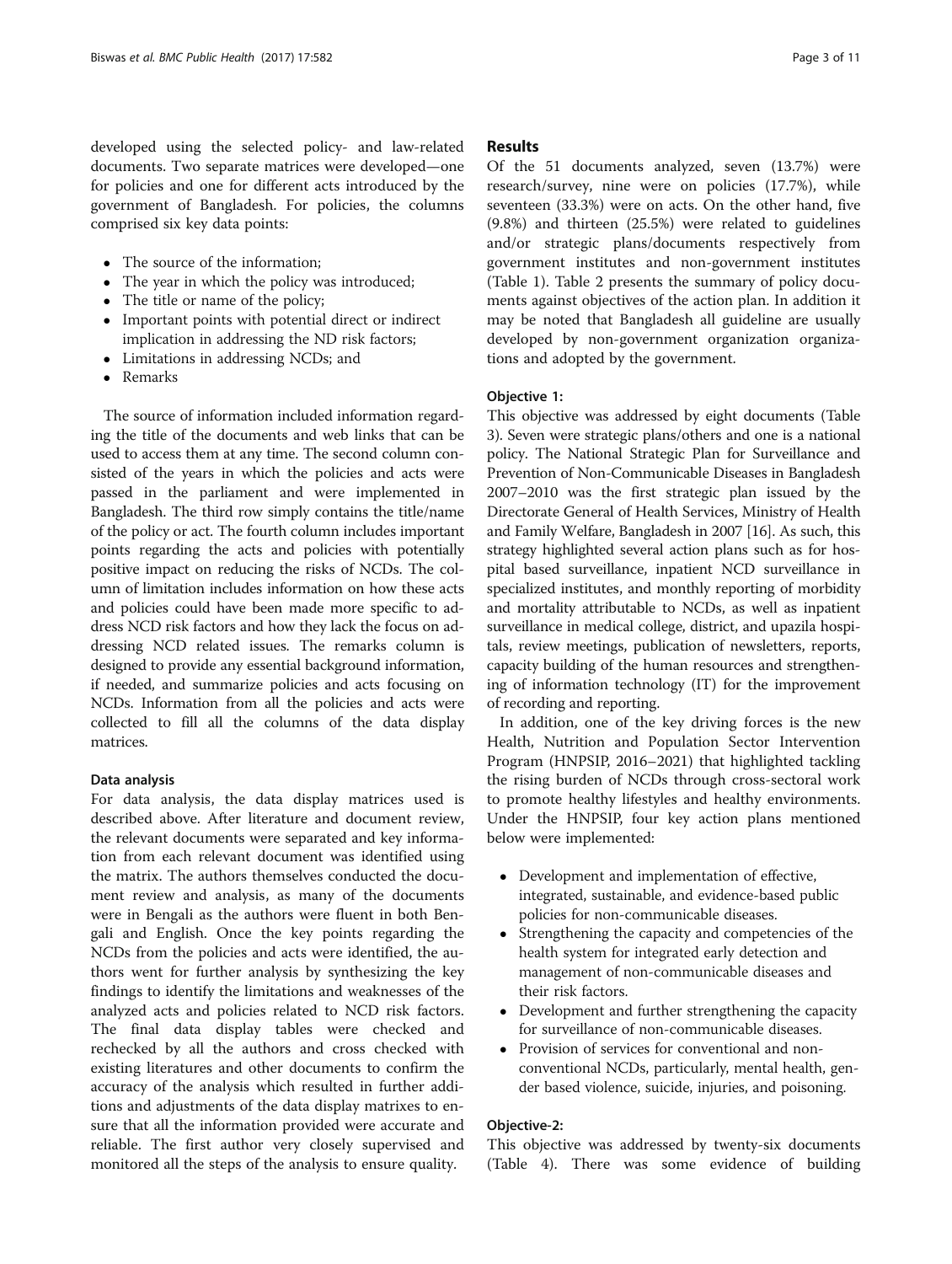developed using the selected policy- and law-related documents. Two separate matrices were developed—one for policies and one for different acts introduced by the government of Bangladesh. For policies, the columns comprised six key data points:

- The source of the information;
- The year in which the policy was introduced;
- The title or name of the policy;
- Important points with potential direct or indirect implication in addressing the ND risk factors;
- Limitations in addressing NCDs; and
- Remarks

The source of information included information regarding the title of the documents and web links that can be used to access them at any time. The second column consisted of the years in which the policies and acts were passed in the parliament and were implemented in Bangladesh. The third row simply contains the title/name of the policy or act. The fourth column includes important points regarding the acts and policies with potentially positive impact on reducing the risks of NCDs. The column of limitation includes information on how these acts and policies could have been made more specific to address NCD risk factors and how they lack the focus on addressing NCD related issues. The remarks column is designed to provide any essential background information, if needed, and summarize policies and acts focusing on NCDs. Information from all the policies and acts were collected to fill all the columns of the data display matrices.

### Data analysis

For data analysis, the data display matrices used is described above. After literature and document review, the relevant documents were separated and key information from each relevant document was identified using the matrix. The authors themselves conducted the document review and analysis, as many of the documents were in Bengali as the authors were fluent in both Bengali and English. Once the key points regarding the NCDs from the policies and acts were identified, the authors went for further analysis by synthesizing the key findings to identify the limitations and weaknesses of the analyzed acts and policies related to NCD risk factors. The final data display tables were checked and rechecked by all the authors and cross checked with existing literatures and other documents to confirm the accuracy of the analysis which resulted in further additions and adjustments of the data display matrixes to ensure that all the information provided were accurate and reliable. The first author very closely supervised and monitored all the steps of the analysis to ensure quality.

## Results

Of the 51 documents analyzed, seven (13.7%) were research/survey, nine were on policies (17.7%), while seventeen (33.3%) were on acts. On the other hand, five (9.8%) and thirteen (25.5%) were related to guidelines and/or strategic plans/documents respectively from government institutes and non-government institutes (Table 1). Table 2 presents the summary of policy documents against objectives of the action plan. In addition it may be noted that Bangladesh all guideline are usually developed by non-government organization organizations and adopted by the government.

### Objective 1:

This objective was addressed by eight documents (Table 3). Seven were strategic plans/others and one is a national policy. The National Strategic Plan for Surveillance and Prevention of Non-Communicable Diseases in Bangladesh 2007–2010 was the first strategic plan issued by the Directorate General of Health Services, Ministry of Health and Family Welfare, Bangladesh in 2007 [16]. As such, this strategy highlighted several action plans such as for hospital based surveillance, inpatient NCD surveillance in specialized institutes, and monthly reporting of morbidity and mortality attributable to NCDs, as well as inpatient surveillance in medical college, district, and upazila hospitals, review meetings, publication of newsletters, reports, capacity building of the human resources and strengthening of information technology (IT) for the improvement of recording and reporting.

In addition, one of the key driving forces is the new Health, Nutrition and Population Sector Intervention Program (HNPSIP, 2016–2021) that highlighted tackling the rising burden of NCDs through cross-sectoral work to promote healthy lifestyles and healthy environments. Under the HNPSIP, four key action plans mentioned below were implemented:

- Development and implementation of effective, integrated, sustainable, and evidence-based public policies for non-communicable diseases.
- Strengthening the capacity and competencies of the health system for integrated early detection and management of non-communicable diseases and their risk factors.
- Development and further strengthening the capacity for surveillance of non-communicable diseases.
- Provision of services for conventional and non-conventional NCDs, particularly, mental health, gender based violence, suicide, injuries, and poisoning.

### Objective-2:

This objective was addressed by twenty-six documents (Table 4). There was some evidence of building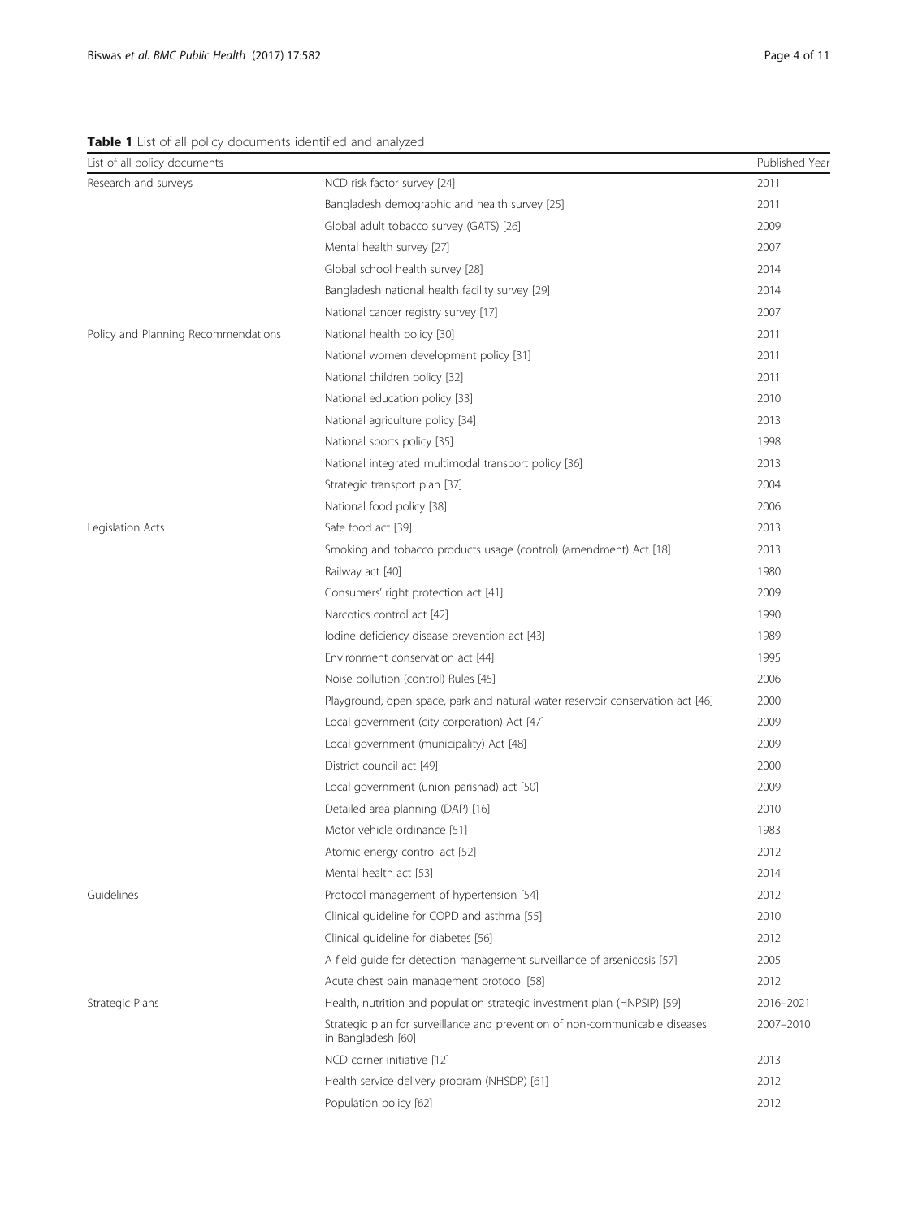**Table 1** List of all policy documents identified and analyzed

| List of all policy documents | | Published Year |
|---|---|---|
| Research and surveys | NCD risk factor survey [24] | 2011 |
| | Bangladesh demographic and health survey [25] | 2011 |
| | Global adult tobacco survey (GATS) [26] | 2009 |
| | Mental health survey [27] | 2007 |
| | Global school health survey [28] | 2014 |
| | Bangladesh national health facility survey [29] | 2014 |
| | National cancer registry survey [17] | 2007 |
| Policy and Planning Recommendations | National health policy [30] | 2011 |
| | National women development policy [31] | 2011 |
| | National children policy [32] | 2011 |
| | National education policy [33] | 2010 |
| | National agriculture policy [34] | 2013 |
| | National sports policy [35] | 1998 |
| | National integrated multimodal transport policy [36] | 2013 |
| | Strategic transport plan [37] | 2004 |
| | National food policy [38] | 2006 |
| Legislation Acts | Safe food act [39] | 2013 |
| | Smoking and tobacco products usage (control) (amendment) Act [18] | 2013 |
| | Railway act [40] | 1980 |
| | Consumers' right protection act [41] | 2009 |
| | Narcotics control act [42] | 1990 |
| | Iodine deficiency disease prevention act [43] | 1989 |
| | Environment conservation act [44] | 1995 |
| | Noise pollution (control) Rules [45] | 2006 |
| | Playground, open space, park and natural water reservoir conservation act [46] | 2000 |
| | Local government (city corporation) Act [47] | 2009 |
| | Local government (municipality) Act [48] | 2009 |
| | District council act [49] | 2000 |
| | Local government (union parishad) act [50] | 2009 |
| | Detailed area planning (DAP) [16] | 2010 |
| | Motor vehicle ordinance [51] | 1983 |
| | Atomic energy control act [52] | 2012 |
| | Mental health act [53] | 2014 |
| Guidelines | Protocol management of hypertension [54] | 2012 |
| | Clinical guideline for COPD and asthma [55] | 2010 |
| | Clinical guideline for diabetes [56] | 2012 |
| | A field guide for detection management surveillance of arsenicosis [57] | 2005 |
| | Acute chest pain management protocol [58] | 2012 |
| Strategic Plans | Health, nutrition and population strategic investment plan (HNPSIP) [59] | 2016–2021 |
| | Strategic plan for surveillance and prevention of non-communicable diseases in Bangladesh [60] | 2007–2010 |
| | NCD corner initiative [12] | 2013 |
| | Health service delivery program (NHSDP) [61] | 2012 |
| | Population policy [62] | 2012 |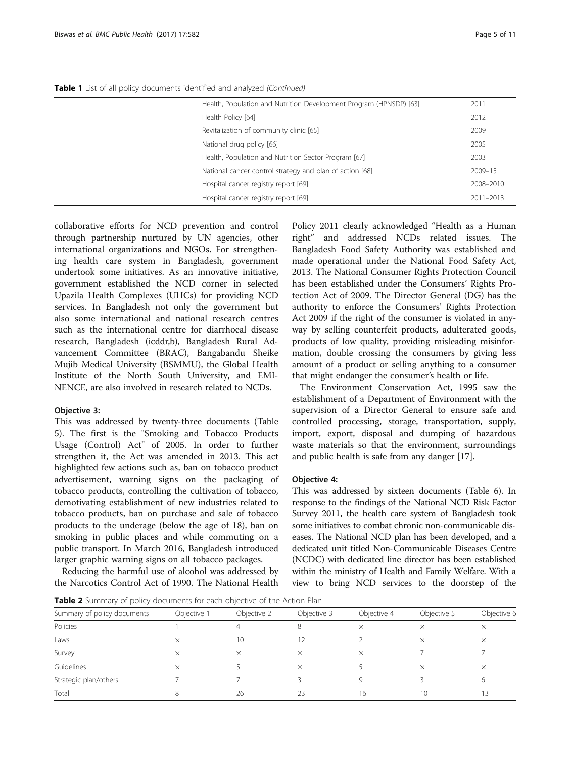**Table 1** List of all policy documents identified and analyzed *(Continued)*

| | | |
|---|---|---|
| | Health, Population and Nutrition Development Program (HPNSDP) [63] | 2011 |
| | Health Policy [64] | 2012 |
| | Revitalization of community clinic [65] | 2009 |
| | National drug policy [66] | 2005 |
| | Health, Population and Nutrition Sector Program [67] | 2003 |
| | National cancer control strategy and plan of action [68] | 2009–15 |
| | Hospital cancer registry report [69] | 2008–2010 |
| | Hospital cancer registry report [69] | 2011–2013 |

collaborative efforts for NCD prevention and control through partnership nurtured by UN agencies, other international organizations and NGOs. For strengthening health care system in Bangladesh, government undertook some initiatives. As an innovative initiative, government established the NCD corner in selected Upazila Health Complexes (UHCs) for providing NCD services. In Bangladesh not only the government but also some international and national research centres such as the international centre for diarrhoeal disease research, Bangladesh (icddr,b), Bangladesh Rural Advancement Committee (BRAC), Bangabandu Sheike Mujib Medical University (BSMMU), the Global Health Institute of the North South University, and EMINENCE, are also involved in research related to NCDs.

#### Objective 3:

This was addressed by twenty-three documents (Table 5). The first is the "Smoking and Tobacco Products Usage (Control) Act" of 2005. In order to further strengthen it, the Act was amended in 2013. This act highlighted few actions such as, ban on tobacco product advertisement, warning signs on the packaging of tobacco products, controlling the cultivation of tobacco, demotivating establishment of new industries related to tobacco products, ban on purchase and sale of tobacco products to the underage (below the age of 18), ban on smoking in public places and while commuting on a public transport. In March 2016, Bangladesh introduced larger graphic warning signs on all tobacco packages.

Reducing the harmful use of alcohol was addressed by the Narcotics Control Act of 1990. The National Health Policy 2011 clearly acknowledged "Health as a Human right" and addressed NCDs related issues. The Bangladesh Food Safety Authority was established and made operational under the National Food Safety Act, 2013. The National Consumer Rights Protection Council has been established under the Consumers' Rights Protection Act of 2009. The Director General (DG) has the authority to enforce the Consumers' Rights Protection Act 2009 if the right of the consumer is violated in anyway by selling counterfeit products, adulterated goods, products of low quality, providing misleading misinformation, double crossing the consumers by giving less amount of a product or selling anything to a consumer that might endanger the consumer's health or life.

The Environment Conservation Act, 1995 saw the establishment of a Department of Environment with the supervision of a Director General to ensure safe and controlled processing, storage, transportation, supply, import, export, disposal and dumping of hazardous waste materials so that the environment, surroundings and public health is safe from any danger [17].

#### Objective 4:

This was addressed by sixteen documents (Table 6). In response to the findings of the National NCD Risk Factor Survey 2011, the health care system of Bangladesh took some initiatives to combat chronic non-communicable diseases. The National NCD plan has been developed, and a dedicated unit titled Non-Communicable Diseases Centre (NCDC) with dedicated line director has been established within the ministry of Health and Family Welfare. With a view to bring NCD services to the doorstep of the

**Table 2** Summary of policy documents for each objective of the Action Plan

| Summary of policy documents | Objective 1 | Objective 2 | Objective 3 | Objective 4 | Objective 5 | Objective 6 |
|---|---|---|---|---|---|---|
| Policies | 1 | 4 | 8 | × | × | × |
| Laws | × | 10 | 12 | 2 | × | × |
| Survey | × | × | × | × | 7 | 7 |
| Guidelines | × | 5 | × | 5 | × | × |
| Strategic plan/others | 7 | 7 | 3 | 9 | 3 | 6 |
| Total | 8 | 26 | 23 | 16 | 10 | 13 |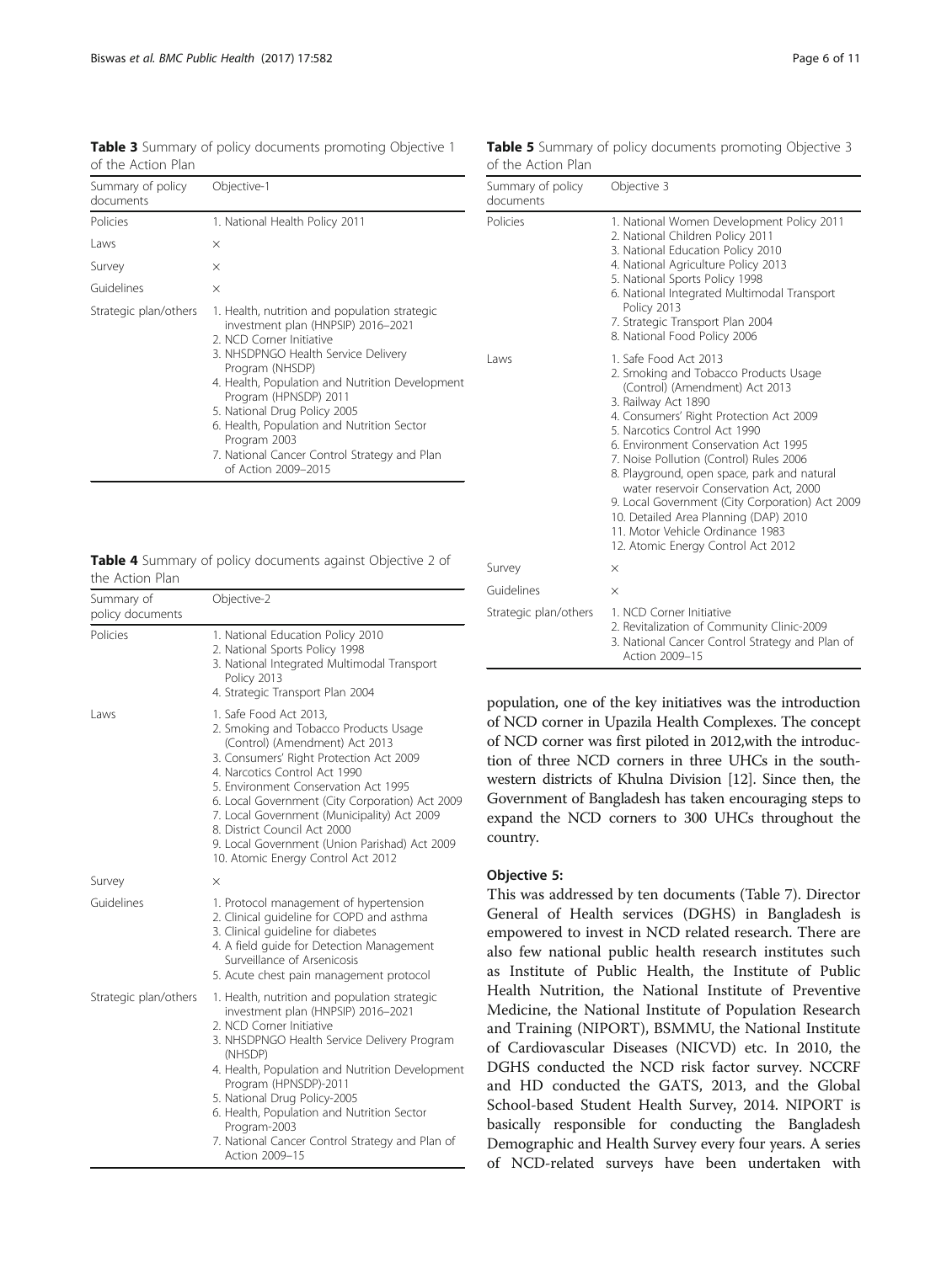**Table 3** Summary of policy documents promoting Objective 1 of the Action Plan

| Summary of policy documents | Objective-1 |
| --- | --- |
| Policies | 1. National Health Policy 2011 |
| Laws | × |
| Survey | × |
| Guidelines | × |
| Strategic plan/others | 1. Health, nutrition and population strategic investment plan (HNPSIP) 2016–2021<br>2. NCD Corner Initiative<br>3. NHSDPNGO Health Service Delivery Program (NHSDP)<br>4. Health, Population and Nutrition Development Program (HPNSDP) 2011<br>5. National Drug Policy 2005<br>6. Health, Population and Nutrition Sector Program 2003<br>7. National Cancer Control Strategy and Plan of Action 2009–2015 |

**Table 4** Summary of policy documents against Objective 2 of the Action Plan

| Summary of policy documents | Objective-2 |
| --- | --- |
| Policies | 1. National Education Policy 2010<br>2. National Sports Policy 1998<br>3. National Integrated Multimodal Transport Policy 2013<br>4. Strategic Transport Plan 2004 |
| Laws | 1. Safe Food Act 2013,<br>2. Smoking and Tobacco Products Usage (Control) (Amendment) Act 2013<br>3. Consumers' Right Protection Act 2009<br>4. Narcotics Control Act 1990<br>5. Environment Conservation Act 1995<br>6. Local Government (City Corporation) Act 2009<br>7. Local Government (Municipality) Act 2009<br>8. District Council Act 2000<br>9. Local Government (Union Parishad) Act 2009<br>10. Atomic Energy Control Act 2012 |
| Survey | × |
| Guidelines | 1. Protocol management of hypertension<br>2. Clinical guideline for COPD and asthma<br>3. Clinical guideline for diabetes<br>4. A field guide for Detection Management Surveillance of Arsenicosis<br>5. Acute chest pain management protocol |
| Strategic plan/others | 1. Health, nutrition and population strategic investment plan (HNPSIP) 2016–2021<br>2. NCD Corner Initiative<br>3. NHSDPNGO Health Service Delivery Program (NHSDP)<br>4. Health, Population and Nutrition Development Program (HPNSDP)-2011<br>5. National Drug Policy-2005<br>6. Health, Population and Nutrition Sector Program-2003<br>7. National Cancer Control Strategy and Plan of Action 2009–15 |

**Table 5** Summary of policy documents promoting Objective 3 of the Action Plan

| Summary of policy documents | Objective 3 |
| --- | --- |
| Policies | 1. National Women Development Policy 2011<br>2. National Children Policy 2011<br>3. National Education Policy 2010<br>4. National Agriculture Policy 2013<br>5. National Sports Policy 1998<br>6. National Integrated Multimodal Transport Policy 2013<br>7. Strategic Transport Plan 2004<br>8. National Food Policy 2006 |
| Laws | 1. Safe Food Act 2013<br>2. Smoking and Tobacco Products Usage (Control) (Amendment) Act 2013<br>3. Railway Act 1890<br>4. Consumers' Right Protection Act 2009<br>5. Narcotics Control Act 1990<br>6. Environment Conservation Act 1995<br>7. Noise Pollution (Control) Rules 2006<br>8. Playground, open space, park and natural water reservoir Conservation Act, 2000<br>9. Local Government (City Corporation) Act 2009<br>10. Detailed Area Planning (DAP) 2010<br>11. Motor Vehicle Ordinance 1983<br>12. Atomic Energy Control Act 2012 |
| Survey | × |
| Guidelines | × |
| Strategic plan/others | 1. NCD Corner Initiative<br>2. Revitalization of Community Clinic-2009<br>3. National Cancer Control Strategy and Plan of Action 2009–15 |

population, one of the key initiatives was the introduction of NCD corner in Upazila Health Complexes. The concept of NCD corner was first piloted in 2012,with the introduction of three NCD corners in three UHCs in the south-western districts of Khulna Division [12]. Since then, the Government of Bangladesh has taken encouraging steps to expand the NCD corners to 300 UHCs throughout the country.

### Objective 5:

This was addressed by ten documents (Table 7). Director General of Health services (DGHS) in Bangladesh is empowered to invest in NCD related research. There are also few national public health research institutes such as Institute of Public Health, the Institute of Public Health Nutrition, the National Institute of Preventive Medicine, the National Institute of Population Research and Training (NIPORT), BSMMU, the National Institute of Cardiovascular Diseases (NICVD) etc. In 2010, the DGHS conducted the NCD risk factor survey. NCCRF and HD conducted the GATS, 2013, and the Global School-based Student Health Survey, 2014. NIPORT is basically responsible for conducting the Bangladesh Demographic and Health Survey every four years. A series of NCD-related surveys have been undertaken with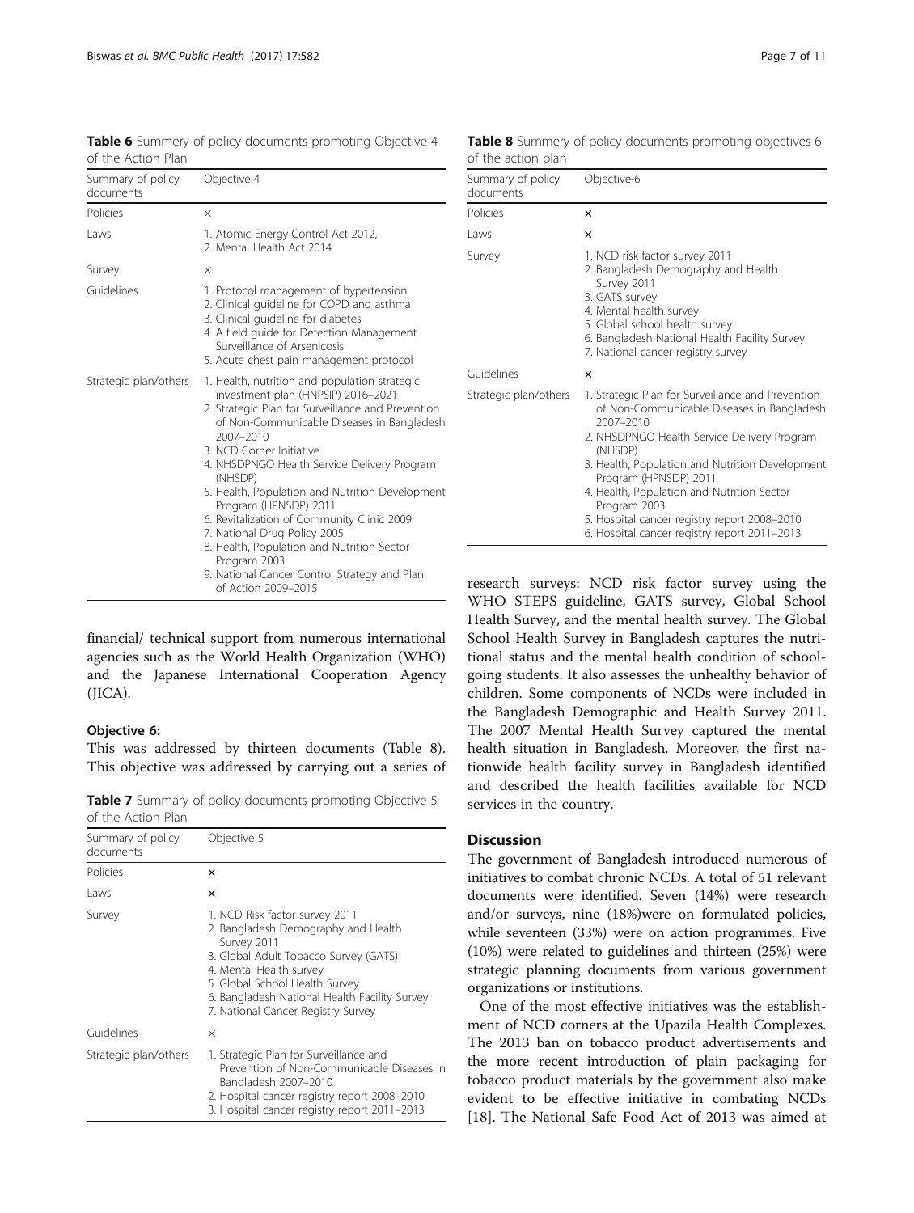**Table 6** Summery of policy documents promoting Objective 4 of the Action Plan

| Summary of policy documents | Objective 4 |
|---|---|
| Policies | × |
| Laws | 1. Atomic Energy Control Act 2012, 2. Mental Health Act 2014 |
| Survey | × |
| Guidelines | 1. Protocol management of hypertension 2. Clinical guideline for COPD and asthma 3. Clinical guideline for diabetes 4. A field guide for Detection Management Surveillance of Arsenicosis 5. Acute chest pain management protocol |
| Strategic plan/others | 1. Health, nutrition and population strategic investment plan (HNPSIP) 2016–2021 2. Strategic Plan for Surveillance and Prevention of Non-Communicable Diseases in Bangladesh 2007–2010 3. NCD Corner Initiative 4. NHSDPNGO Health Service Delivery Program (NHSDP) 5. Health, Population and Nutrition Development Program (HPNSDP) 2011 6. Revitalization of Community Clinic 2009 7. National Drug Policy 2005 8. Health, Population and Nutrition Sector Program 2003 9. National Cancer Control Strategy and Plan of Action 2009–2015 |

financial/ technical support from numerous international agencies such as the World Health Organization (WHO) and the Japanese International Cooperation Agency (JICA).

#### Objective 6:

This was addressed by thirteen documents (Table 8). This objective was addressed by carrying out a series of research surveys: NCD risk factor survey using the WHO STEPS guideline, GATS survey, Global School Health Survey, and the mental health survey. The Global School Health Survey in Bangladesh captures the nutritional status and the mental health condition of school-going students. It also assesses the unhealthy behavior of children. Some components of NCDs were included in the Bangladesh Demographic and Health Survey 2011. The 2007 Mental Health Survey captured the mental health situation in Bangladesh. Moreover, the first nationwide health facility survey in Bangladesh identified and described the health facilities available for NCD services in the country.

**Table 7** Summery of policy documents promoting Objective 5 of the Action Plan

| Summary of policy documents | Objective 5 |
|---|---|
| Policies | × |
| Laws | × |
| Survey | 1. NCD Risk factor survey 2011 2. Bangladesh Demography and Health Survey 2011 3. Global Adult Tobacco Survey (GATS) 4. Mental Health survey 5. Global School Health Survey 6. Bangladesh National Health Facility Survey 7. National Cancer Registry Survey |
| Guidelines | × |
| Strategic plan/others | 1. Strategic Plan for Surveillance and Prevention of Non-Communicable Diseases in Bangladesh 2007–2010 2. Hospital cancer registry report 2008–2010 3. Hospital cancer registry report 2011–2013 |

**Table 8** Summery of policy documents promoting objectives-6 of the action plan

| Summary of policy documents | Objective-6 |
|---|---|
| Policies | × |
| Laws | × |
| Survey | 1. NCD risk factor survey 2011 2. Bangladesh Demography and Health Survey 2011 3. GATS survey 4. Mental health survey 5. Global school health survey 6. Bangladesh National Health Facility Survey 7. National cancer registry survey |
| Guidelines | × |
| Strategic plan/others | 1. Strategic Plan for Surveillance and Prevention of Non-Communicable Diseases in Bangladesh 2007–2010 2. NHSDPNGO Health Service Delivery Program (NHSDP) 3. Health, Population and Nutrition Development Program (HPNSDP) 2011 4. Health, Population and Nutrition Sector Program 2003 5. Hospital cancer registry report 2008–2010 6. Hospital cancer registry report 2011–2013 |

## Discussion

The government of Bangladesh introduced numerous of initiatives to combat chronic NCDs. A total of 51 relevant documents were identified. Seven (14%) were research and/or surveys, nine (18%)were on formulated policies, while seventeen (33%) were on action programmes. Five (10%) were related to guidelines and thirteen (25%) were strategic planning documents from various government organizations or institutions.

One of the most effective initiatives was the establishment of NCD corners at the Upazila Health Complexes. The 2013 ban on tobacco product advertisements and the more recent introduction of plain packaging for tobacco product materials by the government also make evident to be effective initiative in combating NCDs [18]. The National Safe Food Act of 2013 was aimed at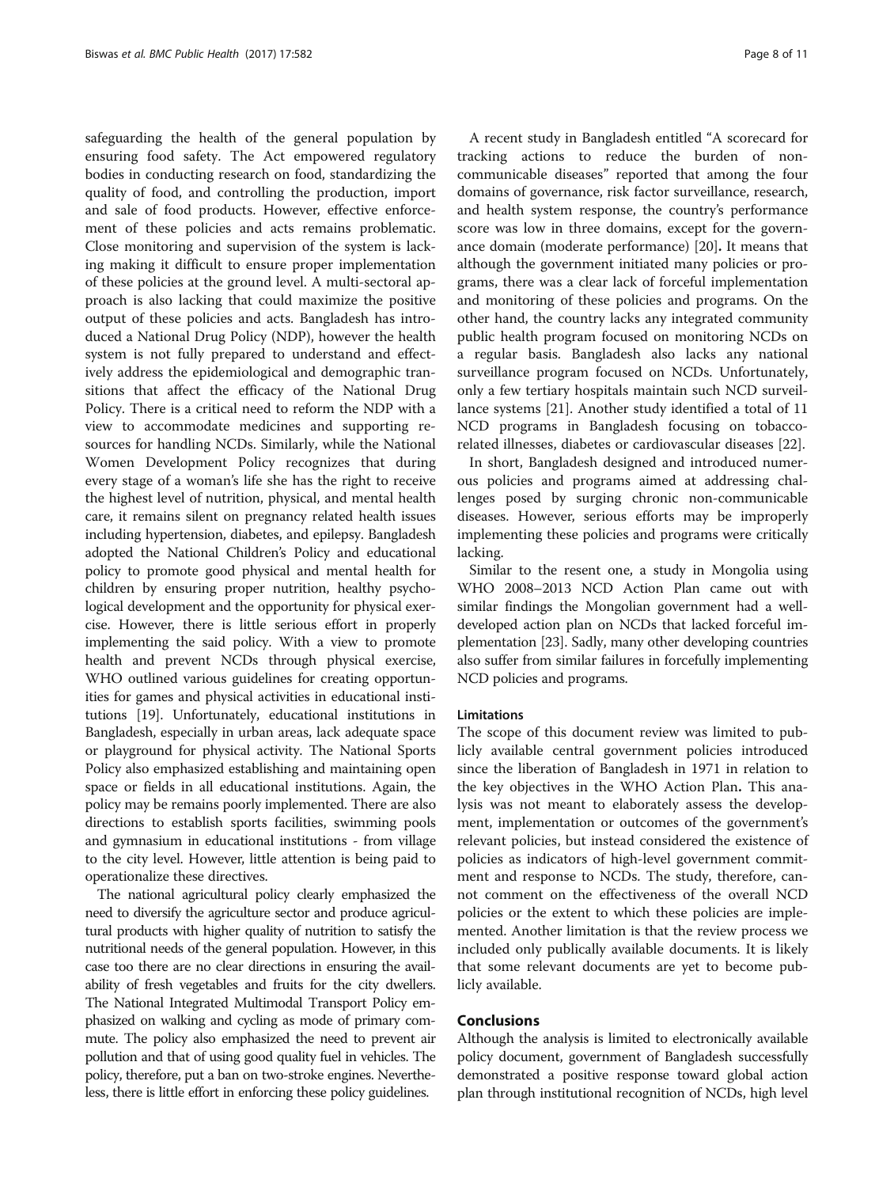safeguarding the health of the general population by ensuring food safety. The Act empowered regulatory bodies in conducting research on food, standardizing the quality of food, and controlling the production, import and sale of food products. However, effective enforcement of these policies and acts remains problematic. Close monitoring and supervision of the system is lacking making it difficult to ensure proper implementation of these policies at the ground level. A multi-sectoral approach is also lacking that could maximize the positive output of these policies and acts. Bangladesh has introduced a National Drug Policy (NDP), however the health system is not fully prepared to understand and effectively address the epidemiological and demographic transitions that affect the efficacy of the National Drug Policy. There is a critical need to reform the NDP with a view to accommodate medicines and supporting resources for handling NCDs. Similarly, while the National Women Development Policy recognizes that during every stage of a woman's life she has the right to receive the highest level of nutrition, physical, and mental health care, it remains silent on pregnancy related health issues including hypertension, diabetes, and epilepsy. Bangladesh adopted the National Children's Policy and educational policy to promote good physical and mental health for children by ensuring proper nutrition, healthy psychological development and the opportunity for physical exercise. However, there is little serious effort in properly implementing the said policy. With a view to promote health and prevent NCDs through physical exercise, WHO outlined various guidelines for creating opportunities for games and physical activities in educational institutions [19]. Unfortunately, educational institutions in Bangladesh, especially in urban areas, lack adequate space or playground for physical activity. The National Sports Policy also emphasized establishing and maintaining open space or fields in all educational institutions. Again, the policy may be remains poorly implemented. There are also directions to establish sports facilities, swimming pools and gymnasium in educational institutions - from village to the city level. However, little attention is being paid to operationalize these directives.

The national agricultural policy clearly emphasized the need to diversify the agriculture sector and produce agricultural products with higher quality of nutrition to satisfy the nutritional needs of the general population. However, in this case too there are no clear directions in ensuring the availability of fresh vegetables and fruits for the city dwellers. The National Integrated Multimodal Transport Policy emphasized on walking and cycling as mode of primary commute. The policy also emphasized the need to prevent air pollution and that of using good quality fuel in vehicles. The policy, therefore, put a ban on two-stroke engines. Nevertheless, there is little effort in enforcing these policy guidelines.

A recent study in Bangladesh entitled "A scorecard for tracking actions to reduce the burden of non-communicable diseases" reported that among the four domains of governance, risk factor surveillance, research, and health system response, the country's performance score was low in three domains, except for the governance domain (moderate performance) [20]. It means that although the government initiated many policies or programs, there was a clear lack of forceful implementation and monitoring of these policies and programs. On the other hand, the country lacks any integrated community public health program focused on monitoring NCDs on a regular basis. Bangladesh also lacks any national surveillance program focused on NCDs. Unfortunately, only a few tertiary hospitals maintain such NCD surveillance systems [21]. Another study identified a total of 11 NCD programs in Bangladesh focusing on tobacco-related illnesses, diabetes or cardiovascular diseases [22].

In short, Bangladesh designed and introduced numerous policies and programs aimed at addressing challenges posed by surging chronic non-communicable diseases. However, serious efforts may be improperly implementing these policies and programs were critically lacking.

Similar to the resent one, a study in Mongolia using WHO 2008–2013 NCD Action Plan came out with similar findings the Mongolian government had a well-developed action plan on NCDs that lacked forceful implementation [23]. Sadly, many other developing countries also suffer from similar failures in forcefully implementing NCD policies and programs.

### Limitations

The scope of this document review was limited to publicly available central government policies introduced since the liberation of Bangladesh in 1971 in relation to the key objectives in the WHO Action Plan. This analysis was not meant to elaborately assess the development, implementation or outcomes of the government's relevant policies, but instead considered the existence of policies as indicators of high-level government commitment and response to NCDs. The study, therefore, cannot comment on the effectiveness of the overall NCD policies or the extent to which these policies are implemented. Another limitation is that the review process we included only publically available documents. It is likely that some relevant documents are yet to become publicly available.

## Conclusions

Although the analysis is limited to electronically available policy document, government of Bangladesh successfully demonstrated a positive response toward global action plan through institutional recognition of NCDs, high level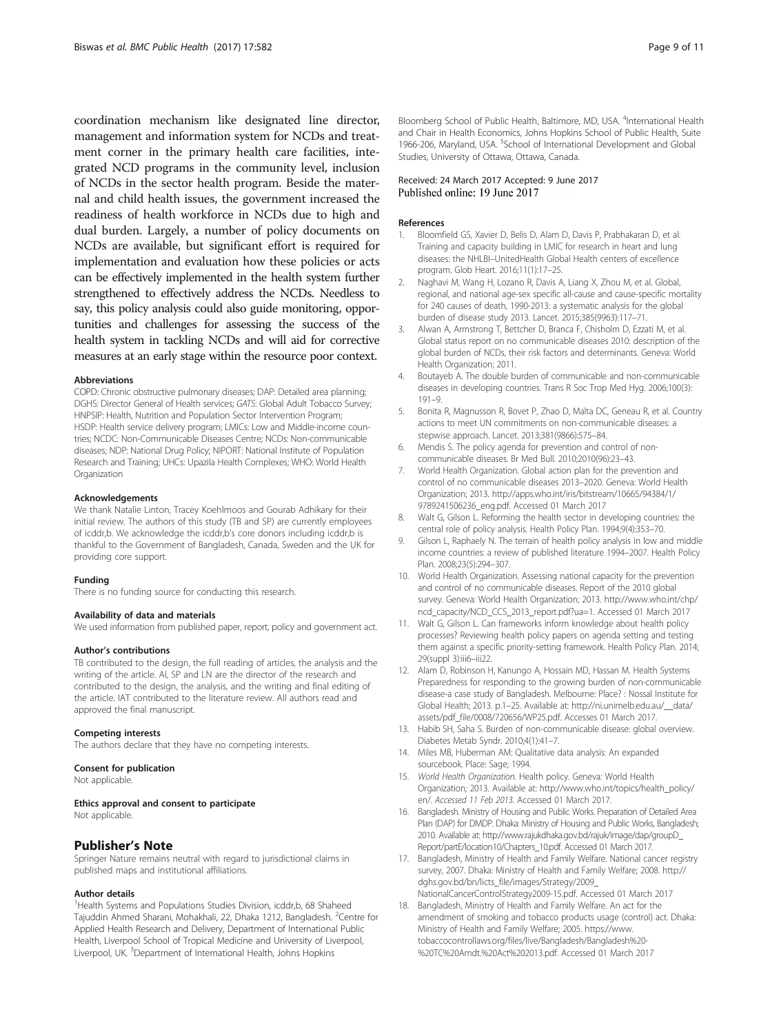coordination mechanism like designated line director, management and information system for NCDs and treatment corner in the primary health care facilities, integrated NCD programs in the community level, inclusion of NCDs in the sector health program. Beside the maternal and child health issues, the government increased the readiness of health workforce in NCDs due to high and dual burden. Largely, a number of policy documents on NCDs are available, but significant effort is required for implementation and evaluation how these policies or acts can be effectively implemented in the health system further strengthened to effectively address the NCDs. Needless to say, this policy analysis could also guide monitoring, opportunities and challenges for assessing the success of the health system in tackling NCDs and will aid for corrective measures at an early stage within the resource poor context.

#### Abbreviations

COPD: Chronic obstructive pulmonary diseases; DAP: Detailed area planning; DGHS: Director General of Health services; *GATS*: Global Adult Tobacco Survey; HNPSIP: Health, Nutrition and Population Sector Intervention Program; HSDP: Health service delivery program; LMICs: Low and Middle-income countries; NCDC: Non-Communicable Diseases Centre; NCDs: Non-communicable diseases; NDP: National Drug Policy; NIPORT: National Institute of Population Research and Training; UHCs: Upazila Health Complexes; WHO: World Health Organization

#### Acknowledgements

We thank Natalie Linton, Tracey Koehlmoos and Gourab Adhikary for their initial review. The authors of this study (TB and SP) are currently employees of icddr,b. We acknowledge the icddr,b's core donors including icddr,b is thankful to the Government of Bangladesh, Canada, Sweden and the UK for providing core support.

#### Funding

There is no funding source for conducting this research.

#### Availability of data and materials

We used information from published paper, report, policy and government act.

#### Author's contributions

TB contributed to the design, the full reading of articles, the analysis and the writing of the article. AI, SP and LN are the director of the research and contributed to the design, the analysis, and the writing and final editing of the article. IAT contributed to the literature review. All authors read and approved the final manuscript.

#### Competing interests

The authors declare that they have no competing interests.

#### Consent for publication

Not applicable.

#### Ethics approval and consent to participate

Not applicable.

## Publisher's Note

Springer Nature remains neutral with regard to jurisdictional claims in published maps and institutional affiliations.

#### Author details

[1]Health Systems and Populations Studies Division, icddr,b, 68 Shaheed Tajuddin Ahmed Sharani, Mohakhali, 22, Dhaka 1212, Bangladesh. [2]Centre for Applied Health Research and Delivery, Department of International Public Health, Liverpool School of Tropical Medicine and University of Liverpool, Liverpool, UK. [3]Department of International Health, Johns Hopkins Bloomberg School of Public Health, Baltimore, MD, USA. [4]International Health and Chair in Health Economics, Johns Hopkins School of Public Health, Suite 1966-206, Maryland, USA. [5]School of International Development and Global Studies, University of Ottawa, Ottawa, Canada.

Received: 24 March 2017 Accepted: 9 June 2017
Published online: 19 June 2017

#### References

1. Bloomfield GS, Xavier D, Belis D, Alam D, Davis P, Prabhakaran D, et al. Training and capacity building in LMIC for research in heart and lung diseases: the NHLBI–UnitedHealth Global Health centers of excellence program. Glob Heart. 2016;11(1):17–25.
2. Naghavi M, Wang H, Lozano R, Davis A, Liang X, Zhou M, et al. Global, regional, and national age-sex specific all-cause and cause-specific mortality for 240 causes of death, 1990-2013: a systematic analysis for the global burden of disease study 2013. Lancet. 2015;385(9963):117–71.
3. Alwan A, Armstrong T, Bettcher D, Branca F, Chisholm D, Ezzati M, et al. Global status report on no communicable diseases 2010: description of the global burden of NCDs, their risk factors and determinants. Geneva: World Health Organization; 2011.
4. Boutayeb A. The double burden of communicable and non-communicable diseases in developing countries. Trans R Soc Trop Med Hyg. 2006;100(3): 191–9.
5. Bonita R, Magnusson R, Bovet P, Zhao D, Malta DC, Geneau R, et al. Country actions to meet UN commitments on non-communicable diseases: a stepwise approach. Lancet. 2013;381(9866):575–84.
6. Mendis S. The policy agenda for prevention and control of non-communicable diseases. Br Med Bull. 2010;2010(96):23–43.
7. World Health Organization. Global action plan for the prevention and control of no communicable diseases 2013–2020. Geneva: World Health Organization; 2013. http://apps.who.int/iris/bitstream/10665/94384/1/9789241506236_eng.pdf. Accessed 01 March 2017
8. Walt G, Gilson L. Reforming the health sector in developing countries: the central role of policy analysis. Health Policy Plan. 1994;9(4):353–70.
9. Gilson L, Raphaely N. The terrain of health policy analysis in low and middle income countries: a review of published literature 1994–2007. Health Policy Plan. 2008;23(5):294–307.
10. World Health Organization. Assessing national capacity for the prevention and control of no communicable diseases. Report of the 2010 global survey. Geneva: World Health Organization; 2013. http://www.who.int/chp/ncd_capacity/NCD_CCS_2013_report.pdf?ua=1. Accessed 01 March 2017
11. Walt G, Gilson L. Can frameworks inform knowledge about health policy processes? Reviewing health policy papers on agenda setting and testing them against a specific priority-setting framework. Health Policy Plan. 2014; 29(suppl 3):iii6–iii22.
12. Alam D, Robinson H, Kanungo A, Hossain MD, Hassan M. Health Systems Preparedness for responding to the growing burden of non-communicable disease-a case study of Bangladesh. Melbourne: Place? : Nossal Institute for Global Health; 2013. p.1–25. Available at: http://ni.unimelb.edu.au/__data/assets/pdf_file/0008/720656/WP25.pdf. Accesses 01 March 2017.
13. Habib SH, Saha S. Burden of non-communicable disease: global overview. Diabetes Metab Syndr. 2010;4(1):41–7.
14. Miles MB, Huberman AM: Qualitative data analysis: An expanded sourcebook. Place: Sage; 1994.
15. *World Health Organization.* Health policy. Geneva*:* World Health Organization*;* 2013. Available at: http://www.who.int/topics/health_policy/en/*. Accessed 11 Feb 2013.* Accessed 01 March 2017.
16. Bangladesh. Ministry of Housing and Public Works. Preparation of Detailed Area Plan (DAP) for DMDP. Dhaka: Ministry of Housing and Public Works, Bangladesh; 2010. Available at: http://www.rajukdhaka.gov.bd/rajuk/image/dap/groupD_Report/partE/location10/Chapters_10.pdf. Accessed 01 March 2017.
17. Bangladesh, Ministry of Health and Family Welfare. National cancer registry survey, 2007. Dhaka: Ministry of Health and Family Welfare; 2008. http://dghs.gov.bd/bn/licts_file/images/Strategy/2009_NationalCancerControlStrategy2009-15.pdf. Accessed 01 March 2017
18. Bangladesh, Ministry of Health and Family Welfare. An act for the amendment of smoking and tobacco products usage (control) act. Dhaka: Ministry of Health and Family Welfare; 2005. https://www.tobaccocontrollaws.org/files/live/Bangladesh/Bangladesh%20-%20TC%20Amdt.%20Act%202013.pdf. Accessed 01 March 2017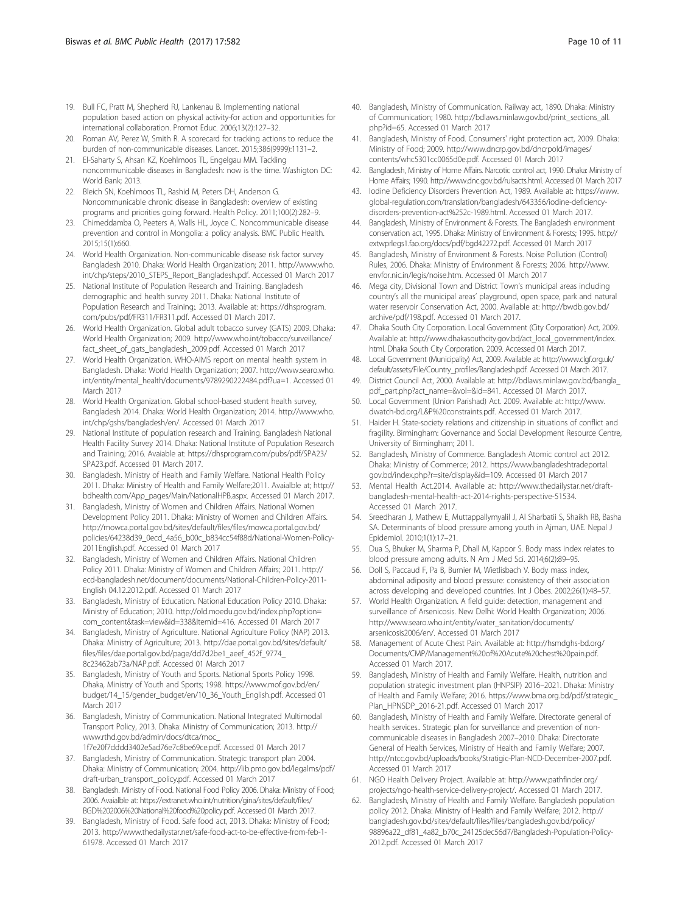19. Bull FC, Pratt M, Shepherd RJ, Lankenau B. Implementing national population based action on physical activity-for action and opportunities for international collaboration. Promot Educ. 2006;13(2):127–32.
20. Roman AV, Perez W, Smith R. A scorecard for tracking actions to reduce the burden of non-communicable diseases. Lancet. 2015;386(9999):1131–2.
21. El-Saharty S, Ahsan KZ, Koehlmoos TL, Engelgau MM. Tackling noncommunicable diseases in Bangladesh: now is the time. Washigton DC: World Bank; 2013.
22. Bleich SN, Koehlmoos TL, Rashid M, Peters DH, Anderson G. Noncommunicable chronic disease in Bangladesh: overview of existing programs and priorities going forward. Health Policy. 2011;100(2):282–9.
23. Chimeddamba O, Peeters A, Walls HL, Joyce C. Noncommunicable disease prevention and control in Mongolia: a policy analysis. BMC Public Health. 2015;15(1):660.
24. World Health Organization. Non-communicable disease risk factor survey Bangladesh 2010. Dhaka: World Health Organization; 2011. http://www.who.int/chp/steps/2010_STEPS_Report_Bangladesh.pdf. Accessed 01 March 2017
25. National Institute of Population Research and Training. Bangladesh demographic and health survey 2011. Dhaka: National Institute of Population Research and Training;. 2013. Available at: https://dhsprogram.com/pubs/pdf/FR311/FR311.pdf. Accessed 01 March 2017.
26. World Health Organization. Global adult tobacco survey (GATS) 2009. Dhaka: World Health Organization; 2009. http://www.who.int/tobacco/surveillance/fact_sheet_of_gats_bangladesh_2009.pdf. Accessed 01 March 2017
27. World Health Organization. WHO-AIMS report on mental health system in Bangladesh. Dhaka: World Health Organization; 2007. http://www.searo.who.int/entity/mental_health/documents/9789290222484.pdf?ua=1. Accessed 01 March 2017
28. World Health Organization. Global school-based student health survey, Bangladesh 2014. Dhaka: World Health Organization; 2014. http://www.who.int/chp/gshs/bangladesh/en/. Accessed 01 March 2017
29. National Institute of population research and Training. Bangladesh National Health Facility Survey 2014. Dhaka: National Institute of Population Research and Training; 2016. Avaiable at: https://dhsprogram.com/pubs/pdf/SPA23/SPA23.pdf. Accessed 01 March 2017.
30. Bangladesh. Ministry of Health and Family Welfare. National Health Policy 2011. Dhaka: Ministry of Health and Family Welfare;2011. Avaialble at; http://bdhealth.com/App_pages/Main/NationalHPB.aspx. Accessed 01 March 2017.
31. Bangladesh, Ministry of Women and Children Affairs. National Women Development Policy 2011. Dhaka: Ministry of Women and Children Affairs. http://mowca.portal.gov.bd/sites/default/files/files/mowca.portal.gov.bd/policies/64238d39_0ecd_4a56_b00c_b834cc54f88d/National-Women-Policy-2011English.pdf. Accessed 01 March 2017
32. Bangladesh, Ministry of Women and Children Affairs. National Children Policy 2011. Dhaka: Ministry of Women and Children Affairs; 2011. http://ecd-bangladesh.net/document/documents/National-Children-Policy-2011-English 04.12.2012.pdf. Accessed 01 March 2017
33. Bangladesh, Ministry of Education. National Education Policy 2010. Dhaka: Ministry of Education; 2010. http://old.moedu.gov.bd/index.php?option=com_content&task=view&id=338&Itemid=416. Accessed 01 March 2017
34. Bangladesh, Ministry of Agriculture. National Agriculture Policy (NAP) 2013. Dhaka: Ministry of Agriculture; 2013. http://dae.portal.gov.bd/sites/default/files/files/dae.portal.gov.bd/page/dd7d2be1_aeef_452f_9774_8c23462ab73a/NAP.pdf. Accessed 01 March 2017
35. Bangladesh, Ministry of Youth and Sports. National Sports Policy 1998. Dhaka, Ministry of Youth and Sports; 1998. https://www.mof.gov.bd/en/budget/14_15/gender_budget/en/10_36_Youth_English.pdf. Accessed 01 March 2017
36. Bangladesh, Ministry of Communication. National Integrated Multimodal Transport Policy, 2013. Dhaka: Ministry of Communication; 2013. http://www.rthd.gov.bd/admin/docs/dtca/moc_1f7e20f7dddd3402e5ad76e7c8be69ce.pdf. Accessed 01 March 2017
37. Bangladesh, Ministry of Communication. Strategic transport plan 2004. Dhaka: Ministry of Communication; 2004. http://lib.pmo.gov.bd/legalms/pdf/draft-urban_transport_policy.pdf. Accessed 01 March 2017
38. Bangladesh. Ministry of Food. National Food Policy 2006. Dhaka: Ministry of Food; 2006. Avaialble at: https://extranet.who.int/nutrition/gina/sites/default/files/BGD%202006%20National%20food%20policy.pdf. Accessed 01 March 2017.
39. Bangladesh, Ministry of Food. Safe food act, 2013. Dhaka: Ministry of Food; 2013. http://www.thedailystar.net/safe-food-act-to-be-effective-from-feb-1-61978. Accessed 01 March 2017
40. Bangladesh, Ministry of Communication. Railway act, 1890. Dhaka: Ministry of Communication; 1980. http://bdlaws.minlaw.gov.bd/print_sections_all.php?id=65. Accessed 01 March 2017
41. Bangladesh, Ministry of Food. Consumers' right protection act, 2009. Dhaka: Ministry of Food; 2009. http://www.dncrp.gov.bd/dncrpold/images/contents/whc5301cc0065d0e.pdf. Accessed 01 March 2017
42. Bangladesh, Ministry of Home Affairs. Narcotic control act, 1990. Dhaka: Ministry of Home Affairs; 1990. http://www.dnc.gov.bd/rulsacts.html. Accessed 01 March 2017
43. Iodine Deficiency Disorders Prevention Act, 1989. Available at: https://www.global-regulation.com/translation/bangladesh/643356/iodine-deficiency-disorders-prevention-act%252c-1989.html. Accessed 01 March 2017.
44. Bangladesh, Ministry of Environment & Forests. The Bangladesh environment conservation act, 1995. Dhaka: Ministry of Environment & Forests; 1995. http://extwprlegs1.fao.org/docs/pdf/bgd42272.pdf. Accessed 01 March 2017
45. Bangladesh, Ministry of Environment & Forests. Noise Pollution (Control) Rules, 2006. Dhaka: Ministry of Environment & Forests; 2006. http://www.envfor.nic.in/legis/noise.htm. Accessed 01 March 2017
46. Mega city, Divisional Town and District Town's municipal areas including country's all the municipal areas' playground, open space, park and natural water reservoir Conservation Act, 2000. Available at: http://bwdb.gov.bd/archive/pdf/198.pdf. Accessed 01 March 2017.
47. Dhaka South City Corporation. Local Government (City Corporation) Act, 2009. Available at: http://www.dhakasouthcity.gov.bd/act_local_government/index.html. Dhaka South City Corporation. 2009. Accessed 01 March 2017.
48. Local Government (Municipality) Act, 2009. Available at: http://www.clgf.org.uk/default/assets/File/Country_profiles/Bangladesh.pdf. Accessed 01 March 2017.
49. District Council Act, 2000. Available at: http://bdlaws.minlaw.gov.bd/bangla_pdf_part.php?act_name=&vol=&id=841. Accessed 01 March 2017.
50. Local Government (Union Parishad) Act. 2009. Available at: http://www.dwatch-bd.org/L&P%20constraints.pdf. Accessed 01 March 2017.
51. Haider H. State-society relations and citizenship in situations of conflict and fragility. Birmingham: Governance and Social Development Resource Centre, University of Birmingham; 2011.
52. Bangladesh, Ministry of Commerce. Bangladesh Atomic control act 2012. Dhaka: Ministry of Commerce; 2012. https://www.bangladeshtradeportal.gov.bd/index.php?r=site/display&id=109. Accessed 01 March 2017
53. Mental Health Act.2014. Available at: http://www.thedailystar.net/draft-bangladesh-mental-health-act-2014-rights-perspective-51534. Accessed 01 March 2017.
54. Sreedharan J, Mathew E, Muttappallymyalil J, Al Sharbatii S, Shaikh RB, Basha SA. Determinants of blood pressure among youth in Ajman, UAE. Nepal J Epidemiol. 2010;1(1):17–21.
55. Dua S, Bhuker M, Sharma P, Dhall M, Kapoor S. Body mass index relates to blood pressure among adults. N Am J Med Sci. 2014;6(2):89–95.
56. Doll S, Paccaud F, Pa B, Burnier M, Wietlisbach V. Body mass index, abdominal adiposity and blood pressure: consistency of their association across developing and developed countries. Int J Obes. 2002;26(1):48–57.
57. World Health Organization. A field guide: detection, management and surveillance of Arsenicosis. New Delhi: World Health Organization; 2006. http://www.searo.who.int/entity/water_sanitation/documents/arsenicosis2006/en/. Accessed 01 March 2017
58. Management of Acute Chest Pain. Available at: http://hsmdghs-bd.org/Documents/CMP/Management%20of%20Acute%20chest%20pain.pdf. Accessed 01 March 2017.
59. Bangladesh, Ministry of Health and Family Welfare. Health, nutrition and population strategic investment plan (HNPSIP) 2016–2021. Dhaka: Ministry of Health and Family Welfare; 2016. https://www.bma.org.bd/pdf/strategic_Plan_HPNSDP_2016-21.pdf. Accessed 01 March 2017
60. Bangladesh, Ministry of Health and Family Welfare. Directorate general of health services.. Strategic plan for surveillance and prevention of non-communicable diseases in Bangladesh 2007–2010. Dhaka: Directorate General of Health Services, Ministry of Health and Family Welfare; 2007. http://ntcc.gov.bd/uploads/books/Stratigic-Plan-NCD-December-2007.pdf. Accessed 01 March 2017
61. NGO Health Delivery Project. Available at: http://www.pathfinder.org/projects/ngo-health-service-delivery-project/. Accessed 01 March 2017.
62. Bangladesh, Ministry of Health and Family Welfare. Bangladesh population policy 2012. Dhaka: Ministry of Health and Family Welfare; 2012. http://bangladesh.gov.bd/sites/default/files/files/bangladesh.gov.bd/policy/98896a22_df81_4a82_b70c_24125dec56d7/Bangladesh-Population-Policy-2012.pdf. Accessed 01 March 2017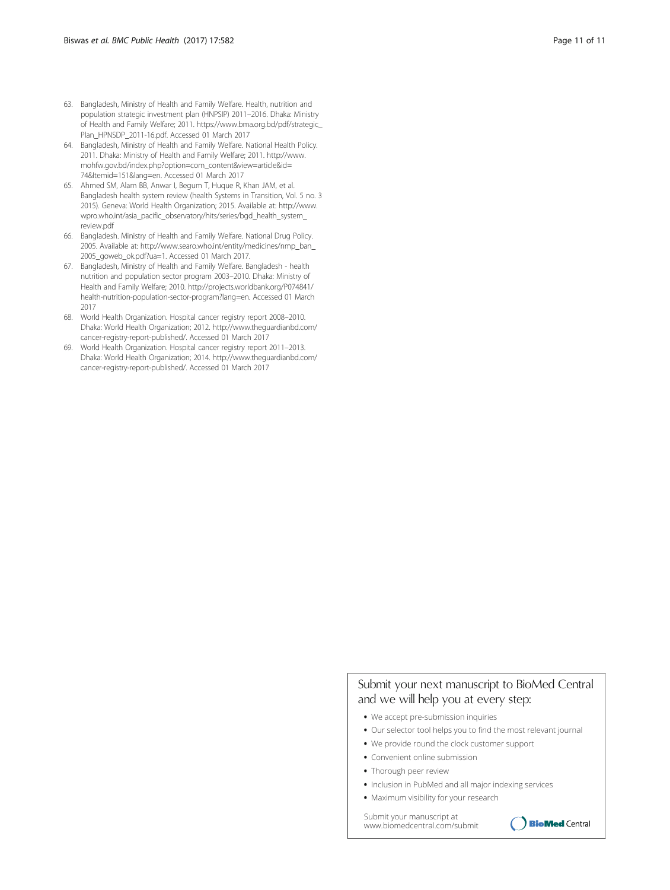63. Bangladesh, Ministry of Health and Family Welfare. Health, nutrition and population strategic investment plan (HNPSIP) 2011–2016. Dhaka: Ministry of Health and Family Welfare; 2011. https://www.bma.org.bd/pdf/strategic_Plan_HPNSDP_2011-16.pdf. Accessed 01 March 2017
64. Bangladesh, Ministry of Health and Family Welfare. National Health Policy. 2011. Dhaka: Ministry of Health and Family Welfare; 2011. http://www.mohfw.gov.bd/index.php?option=com_content&view=article&id=74&Itemid=151&lang=en. Accessed 01 March 2017
65. Ahmed SM, Alam BB, Anwar I, Begum T, Huque R, Khan JAM, et al. Bangladesh health system review (health Systems in Transition, Vol. 5 no. 3 2015). Geneva: World Health Organization; 2015. Available at: http://www.wpro.who.int/asia_pacific_observatory/hits/series/bgd_health_system_review.pdf
66. Bangladesh. Ministry of Health and Family Welfare. National Drug Policy. 2005. Available at: http://www.searo.who.int/entity/medicines/nmp_ban_2005_goweb_ok.pdf?ua=1. Accessed 01 March 2017.
67. Bangladesh, Ministry of Health and Family Welfare. Bangladesh - health nutrition and population sector program 2003–2010. Dhaka: Ministry of Health and Family Welfare; 2010. http://projects.worldbank.org/P074841/health-nutrition-population-sector-program?lang=en. Accessed 01 March 2017
68. World Health Organization. Hospital cancer registry report 2008–2010. Dhaka: World Health Organization; 2012. http://www.theguardianbd.com/cancer-registry-report-published/. Accessed 01 March 2017
69. World Health Organization. Hospital cancer registry report 2011–2013. Dhaka: World Health Organization; 2014. http://www.theguardianbd.com/cancer-registry-report-published/. Accessed 01 March 2017

Submit your next manuscript to BioMed Central and we will help you at every step:

- We accept pre-submission inquiries
- Our selector tool helps you to find the most relevant journal
- We provide round the clock customer support
- Convenient online submission
- Thorough peer review
- Inclusion in PubMed and all major indexing services
- Maximum visibility for your research

Submit your manuscript at www.biomedcentral.com/submit

BioMed Central